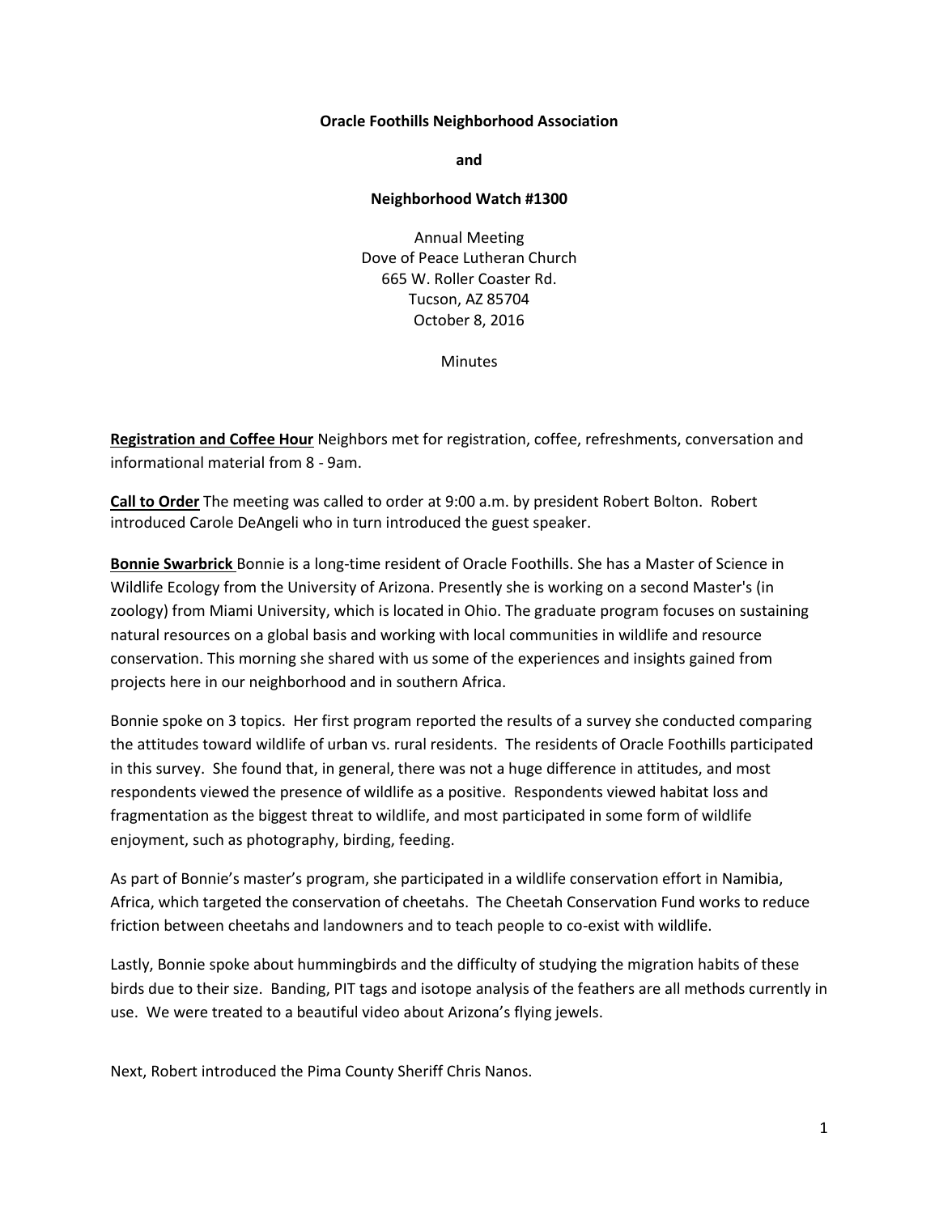**Oracle Foothills Neighborhood Association**

**and**

**Neighborhood Watch #1300**

Annual Meeting
Dove of Peace Lutheran Church
665 W. Roller Coaster Rd.
Tucson, AZ 85704
October 8, 2016

Minutes

**Registration and Coffee Hour** Neighbors met for registration, coffee, refreshments, conversation and informational material from 8 - 9am.

**Call to Order** The meeting was called to order at 9:00 a.m. by president Robert Bolton. Robert introduced Carole DeAngeli who in turn introduced the guest speaker.

**Bonnie Swarbrick** Bonnie is a long-time resident of Oracle Foothills. She has a Master of Science in Wildlife Ecology from the University of Arizona. Presently she is working on a second Master's (in zoology) from Miami University, which is located in Ohio. The graduate program focuses on sustaining natural resources on a global basis and working with local communities in wildlife and resource conservation. This morning she shared with us some of the experiences and insights gained from projects here in our neighborhood and in southern Africa.

Bonnie spoke on 3 topics. Her first program reported the results of a survey she conducted comparing the attitudes toward wildlife of urban vs. rural residents. The residents of Oracle Foothills participated in this survey. She found that, in general, there was not a huge difference in attitudes, and most respondents viewed the presence of wildlife as a positive. Respondents viewed habitat loss and fragmentation as the biggest threat to wildlife, and most participated in some form of wildlife enjoyment, such as photography, birding, feeding.

As part of Bonnie's master's program, she participated in a wildlife conservation effort in Namibia, Africa, which targeted the conservation of cheetahs. The Cheetah Conservation Fund works to reduce friction between cheetahs and landowners and to teach people to co-exist with wildlife.

Lastly, Bonnie spoke about hummingbirds and the difficulty of studying the migration habits of these birds due to their size. Banding, PIT tags and isotope analysis of the feathers are all methods currently in use. We were treated to a beautiful video about Arizona's flying jewels.

Next, Robert introduced the Pima County Sheriff Chris Nanos.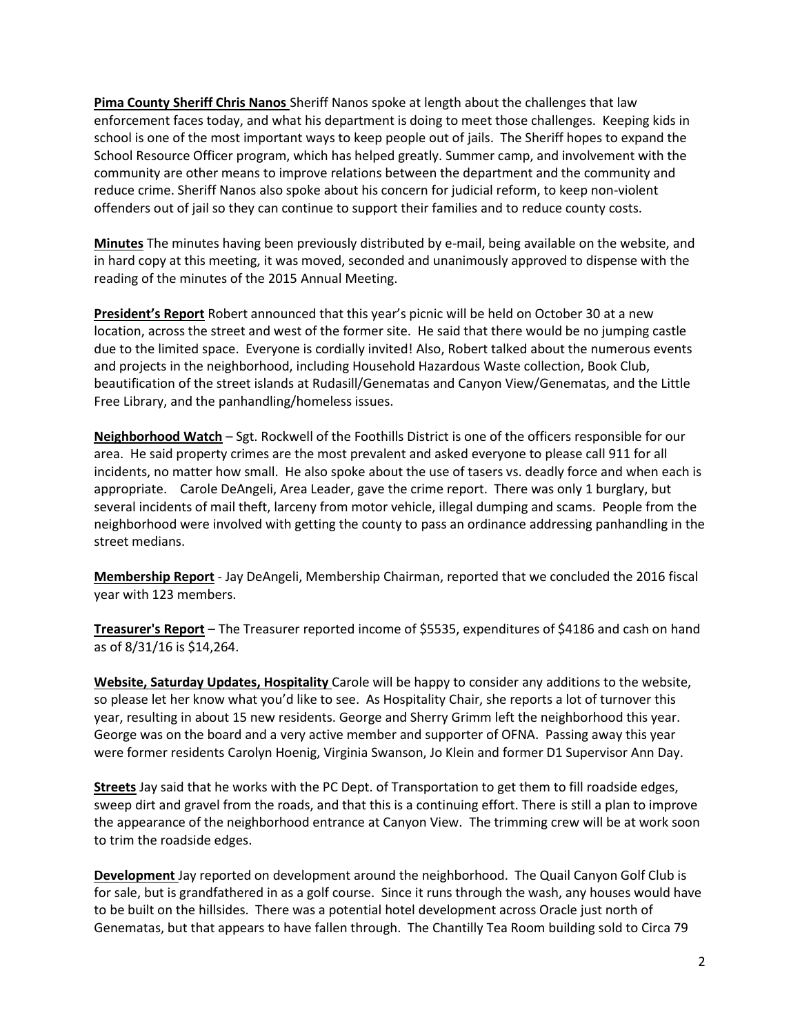**Pima County Sheriff Chris Nanos** Sheriff Nanos spoke at length about the challenges that law enforcement faces today, and what his department is doing to meet those challenges. Keeping kids in school is one of the most important ways to keep people out of jails. The Sheriff hopes to expand the School Resource Officer program, which has helped greatly. Summer camp, and involvement with the community are other means to improve relations between the department and the community and reduce crime. Sheriff Nanos also spoke about his concern for judicial reform, to keep non-violent offenders out of jail so they can continue to support their families and to reduce county costs.

**Minutes** The minutes having been previously distributed by e-mail, being available on the website, and in hard copy at this meeting, it was moved, seconded and unanimously approved to dispense with the reading of the minutes of the 2015 Annual Meeting.

**President's Report** Robert announced that this year's picnic will be held on October 30 at a new location, across the street and west of the former site. He said that there would be no jumping castle due to the limited space. Everyone is cordially invited! Also, Robert talked about the numerous events and projects in the neighborhood, including Household Hazardous Waste collection, Book Club, beautification of the street islands at Rudasill/Genematas and Canyon View/Genematas, and the Little Free Library, and the panhandling/homeless issues.

**Neighborhood Watch** – Sgt. Rockwell of the Foothills District is one of the officers responsible for our area. He said property crimes are the most prevalent and asked everyone to please call 911 for all incidents, no matter how small. He also spoke about the use of tasers vs. deadly force and when each is appropriate. Carole DeAngeli, Area Leader, gave the crime report. There was only 1 burglary, but several incidents of mail theft, larceny from motor vehicle, illegal dumping and scams. People from the neighborhood were involved with getting the county to pass an ordinance addressing panhandling in the street medians.

**Membership Report** - Jay DeAngeli, Membership Chairman, reported that we concluded the 2016 fiscal year with 123 members.

**Treasurer's Report** – The Treasurer reported income of $5535, expenditures of $4186 and cash on hand as of 8/31/16 is $14,264.

**Website, Saturday Updates, Hospitality** Carole will be happy to consider any additions to the website, so please let her know what you'd like to see. As Hospitality Chair, she reports a lot of turnover this year, resulting in about 15 new residents. George and Sherry Grimm left the neighborhood this year. George was on the board and a very active member and supporter of OFNA. Passing away this year were former residents Carolyn Hoenig, Virginia Swanson, Jo Klein and former D1 Supervisor Ann Day.

**Streets** Jay said that he works with the PC Dept. of Transportation to get them to fill roadside edges, sweep dirt and gravel from the roads, and that this is a continuing effort. There is still a plan to improve the appearance of the neighborhood entrance at Canyon View. The trimming crew will be at work soon to trim the roadside edges.

**Development** Jay reported on development around the neighborhood. The Quail Canyon Golf Club is for sale, but is grandfathered in as a golf course. Since it runs through the wash, any houses would have to be built on the hillsides. There was a potential hotel development across Oracle just north of Genematas, but that appears to have fallen through. The Chantilly Tea Room building sold to Circa 79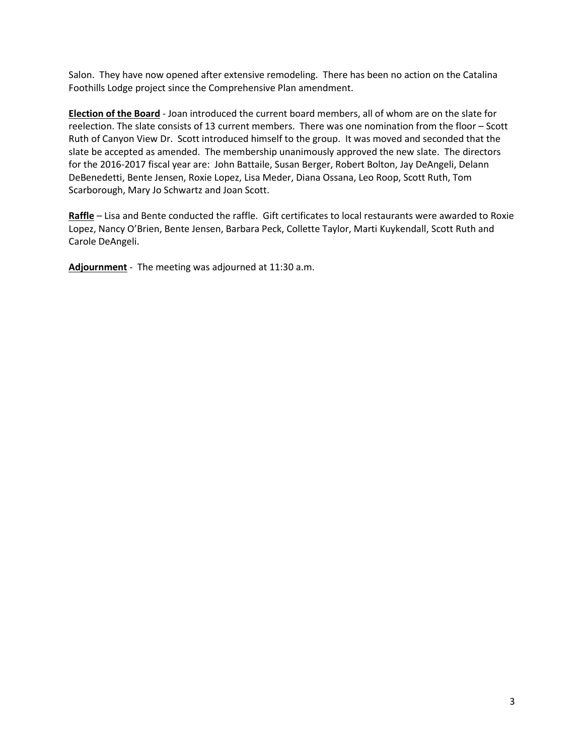Salon. They have now opened after extensive remodeling. There has been no action on the Catalina Foothills Lodge project since the Comprehensive Plan amendment.

**Election of the Board** - Joan introduced the current board members, all of whom are on the slate for reelection. The slate consists of 13 current members. There was one nomination from the floor – Scott Ruth of Canyon View Dr. Scott introduced himself to the group. It was moved and seconded that the slate be accepted as amended. The membership unanimously approved the new slate. The directors for the 2016-2017 fiscal year are: John Battaile, Susan Berger, Robert Bolton, Jay DeAngeli, Delann DeBenedetti, Bente Jensen, Roxie Lopez, Lisa Meder, Diana Ossana, Leo Roop, Scott Ruth, Tom Scarborough, Mary Jo Schwartz and Joan Scott.

**Raffle** – Lisa and Bente conducted the raffle. Gift certificates to local restaurants were awarded to Roxie Lopez, Nancy O'Brien, Bente Jensen, Barbara Peck, Collette Taylor, Marti Kuykendall, Scott Ruth and Carole DeAngeli.

**Adjournment** - The meeting was adjourned at 11:30 a.m.